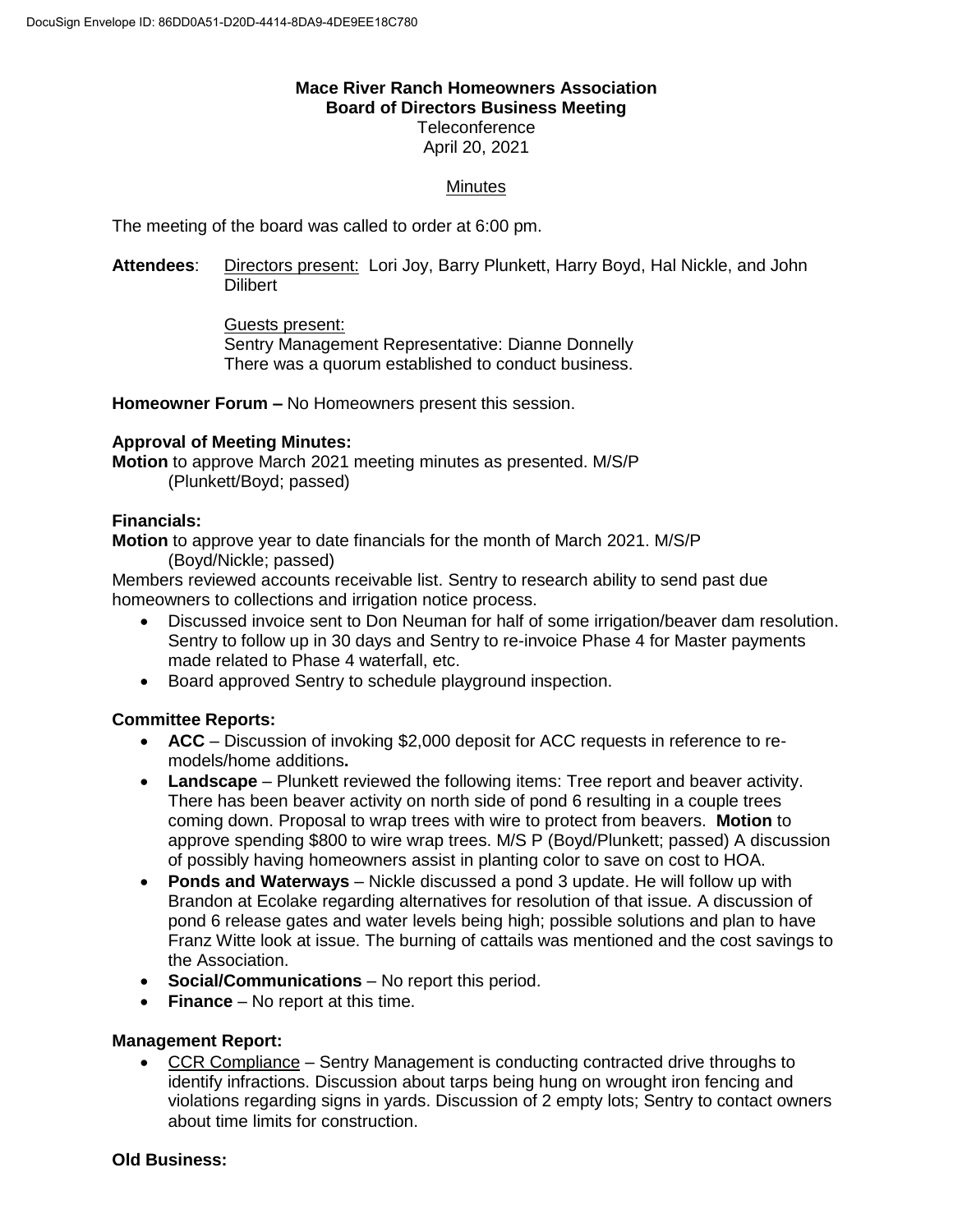**Mace River Ranch Homeowners Association**
**Board of Directors Business Meeting**
Teleconference
April 20, 2021

Minutes

The meeting of the board was called to order at 6:00 pm.

**Attendees**: Directors present: Lori Joy, Barry Plunkett, Harry Boyd, Hal Nickle, and John Dilibert

Guests present:
Sentry Management Representative: Dianne Donnelly
There was a quorum established to conduct business.

**Homeowner Forum –** No Homeowners present this session.

**Approval of Meeting Minutes:**
**Motion** to approve March 2021 meeting minutes as presented. M/S/P
(Plunkett/Boyd; passed)

**Financials:**
**Motion** to approve year to date financials for the month of March 2021. M/S/P
(Boyd/Nickle; passed)
Members reviewed accounts receivable list. Sentry to research ability to send past due homeowners to collections and irrigation notice process.

- Discussed invoice sent to Don Neuman for half of some irrigation/beaver dam resolution. Sentry to follow up in 30 days and Sentry to re-invoice Phase 4 for Master payments made related to Phase 4 waterfall, etc.
- Board approved Sentry to schedule playground inspection.

**Committee Reports:**

- **ACC** – Discussion of invoking $2,000 deposit for ACC requests in reference to re-models/home additions**.**
- **Landscape** – Plunkett reviewed the following items: Tree report and beaver activity. There has been beaver activity on north side of pond 6 resulting in a couple trees coming down. Proposal to wrap trees with wire to protect from beavers. **Motion** to approve spending $800 to wire wrap trees. M/S P (Boyd/Plunkett; passed) A discussion of possibly having homeowners assist in planting color to save on cost to HOA.
- **Ponds and Waterways** – Nickle discussed a pond 3 update. He will follow up with Brandon at Ecolake regarding alternatives for resolution of that issue. A discussion of pond 6 release gates and water levels being high; possible solutions and plan to have Franz Witte look at issue. The burning of cattails was mentioned and the cost savings to the Association.
- **Social/Communications** – No report this period.
- **Finance** – No report at this time.

**Management Report:**

- CCR Compliance – Sentry Management is conducting contracted drive throughs to identify infractions. Discussion about tarps being hung on wrought iron fencing and violations regarding signs in yards. Discussion of 2 empty lots; Sentry to contact owners about time limits for construction.

**Old Business:**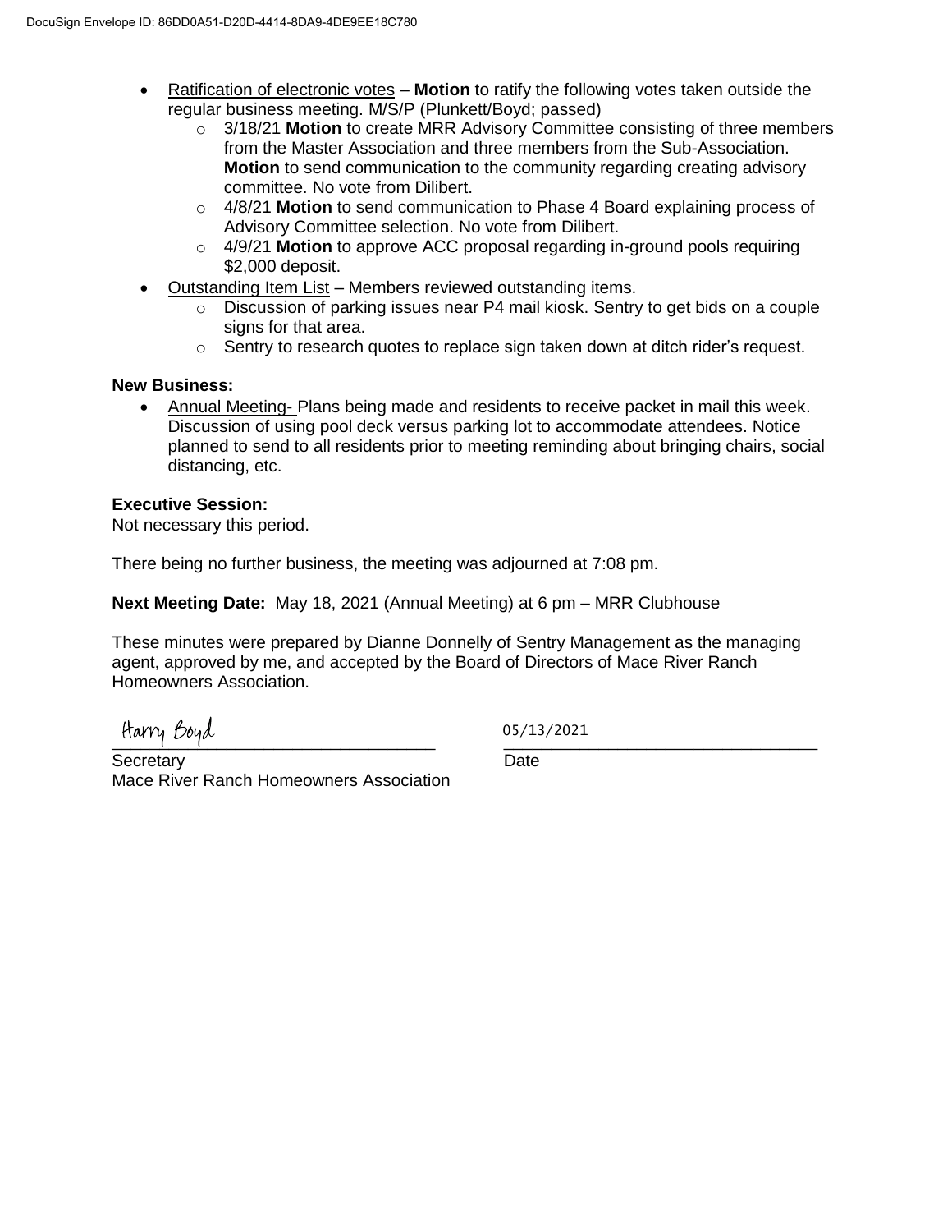- Ratification of electronic votes – **Motion** to ratify the following votes taken outside the regular business meeting. M/S/P (Plunkett/Boyd; passed)
  - 3/18/21 **Motion** to create MRR Advisory Committee consisting of three members from the Master Association and three members from the Sub-Association. **Motion** to send communication to the community regarding creating advisory committee. No vote from Dilibert.
  - 4/8/21 **Motion** to send communication to Phase 4 Board explaining process of Advisory Committee selection. No vote from Dilibert.
  - 4/9/21 **Motion** to approve ACC proposal regarding in-ground pools requiring $2,000 deposit.
- Outstanding Item List – Members reviewed outstanding items.
  - Discussion of parking issues near P4 mail kiosk. Sentry to get bids on a couple signs for that area.
  - Sentry to research quotes to replace sign taken down at ditch rider's request.

**New Business:**

- Annual Meeting- Plans being made and residents to receive packet in mail this week. Discussion of using pool deck versus parking lot to accommodate attendees. Notice planned to send to all residents prior to meeting reminding about bringing chairs, social distancing, etc.

**Executive Session:**

Not necessary this period.

There being no further business, the meeting was adjourned at 7:08 pm.

**Next Meeting Date:** May 18, 2021 (Annual Meeting) at 6 pm – MRR Clubhouse

These minutes were prepared by Dianne Donnelly of Sentry Management as the managing agent, approved by me, and accepted by the Board of Directors of Mace River Ranch Homeowners Association.

Harry Boyd
Secretary
Mace River Ranch Homeowners Association

05/13/2021
Date